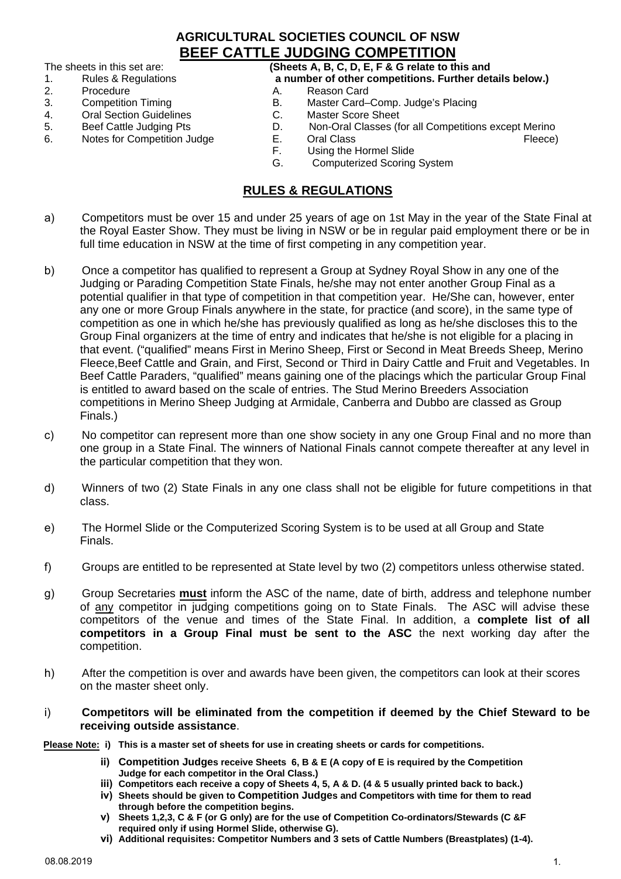# AGRICULTURAL SOCIETIES COUNCIL OF NSW

## BEEF CATTLE JUDGING COMPETITION

The sheets in this set are:

1. Rules & Regulations
2. Procedure
3. Competition Timing
4. Oral Section Guidelines
5. Beef Cattle Judging Pts
6. Notes for Competition Judge

**(Sheets A, B, C, D, E, F & G relate to this and a number of other competitions. Further details below.)**

A. Reason Card
B. Master Card–Comp. Judge's Placing
C. Master Score Sheet
D. Non-Oral Classes (for all Competitions except Merino Fleece)
E. Oral Class
F. Using the Hormel Slide
G. Computerized Scoring System

## RULES & REGULATIONS

a) Competitors must be over 15 and under 25 years of age on 1st May in the year of the State Final at the Royal Easter Show. They must be living in NSW or be in regular paid employment there or be in full time education in NSW at the time of first competing in any competition year.

b) Once a competitor has qualified to represent a Group at Sydney Royal Show in any one of the Judging or Parading Competition State Finals, he/she may not enter another Group Final as a potential qualifier in that type of competition in that competition year. He/She can, however, enter any one or more Group Finals anywhere in the state, for practice (and score), in the same type of competition as one in which he/she has previously qualified as long as he/she discloses this to the Group Final organizers at the time of entry and indicates that he/she is not eligible for a placing in that event. ("qualified" means First in Merino Sheep, First or Second in Meat Breeds Sheep, Merino Fleece,Beef Cattle and Grain, and First, Second or Third in Dairy Cattle and Fruit and Vegetables. In Beef Cattle Paraders, "qualified" means gaining one of the placings which the particular Group Final is entitled to award based on the scale of entries. The Stud Merino Breeders Association competitions in Merino Sheep Judging at Armidale, Canberra and Dubbo are classed as Group Finals.)

c) No competitor can represent more than one show society in any one Group Final and no more than one group in a State Final. The winners of National Finals cannot compete thereafter at any level in the particular competition that they won.

d) Winners of two (2) State Finals in any one class shall not be eligible for future competitions in that class.

e) The Hormel Slide or the Computerized Scoring System is to be used at all Group and State Finals.

f) Groups are entitled to be represented at State level by two (2) competitors unless otherwise stated.

g) Group Secretaries **must** inform the ASC of the name, date of birth, address and telephone number of any competitor in judging competitions going on to State Finals. The ASC will advise these competitors of the venue and times of the State Final. In addition, a **complete list of all competitors in a Group Final must be sent to the ASC** the next working day after the competition.

h) After the competition is over and awards have been given, the competitors can look at their scores on the master sheet only.

i) **Competitors will be eliminated from the competition if deemed by the Chief Steward to be receiving outside assistance**.

**Please Note:**

- **i) This is a master set of sheets for use in creating sheets or cards for competitions.**
- **ii) Competition Judges receive Sheets 6, B & E (A copy of E is required by the Competition Judge for each competitor in the Oral Class.)**
- **iii) Competitors each receive a copy of Sheets 4, 5, A & D. (4 & 5 usually printed back to back.)**
- **iv) Sheets should be given to Competition Judges and Competitors with time for them to read through before the competition begins.**
- **v) Sheets 1,2,3, C & F (or G only) are for the use of Competition Co-ordinators/Stewards (C &F required only if using Hormel Slide, otherwise G).**
- **vi) Additional requisites: Competitor Numbers and 3 sets of Cattle Numbers (Breastplates) (1-4).**

08.08.2019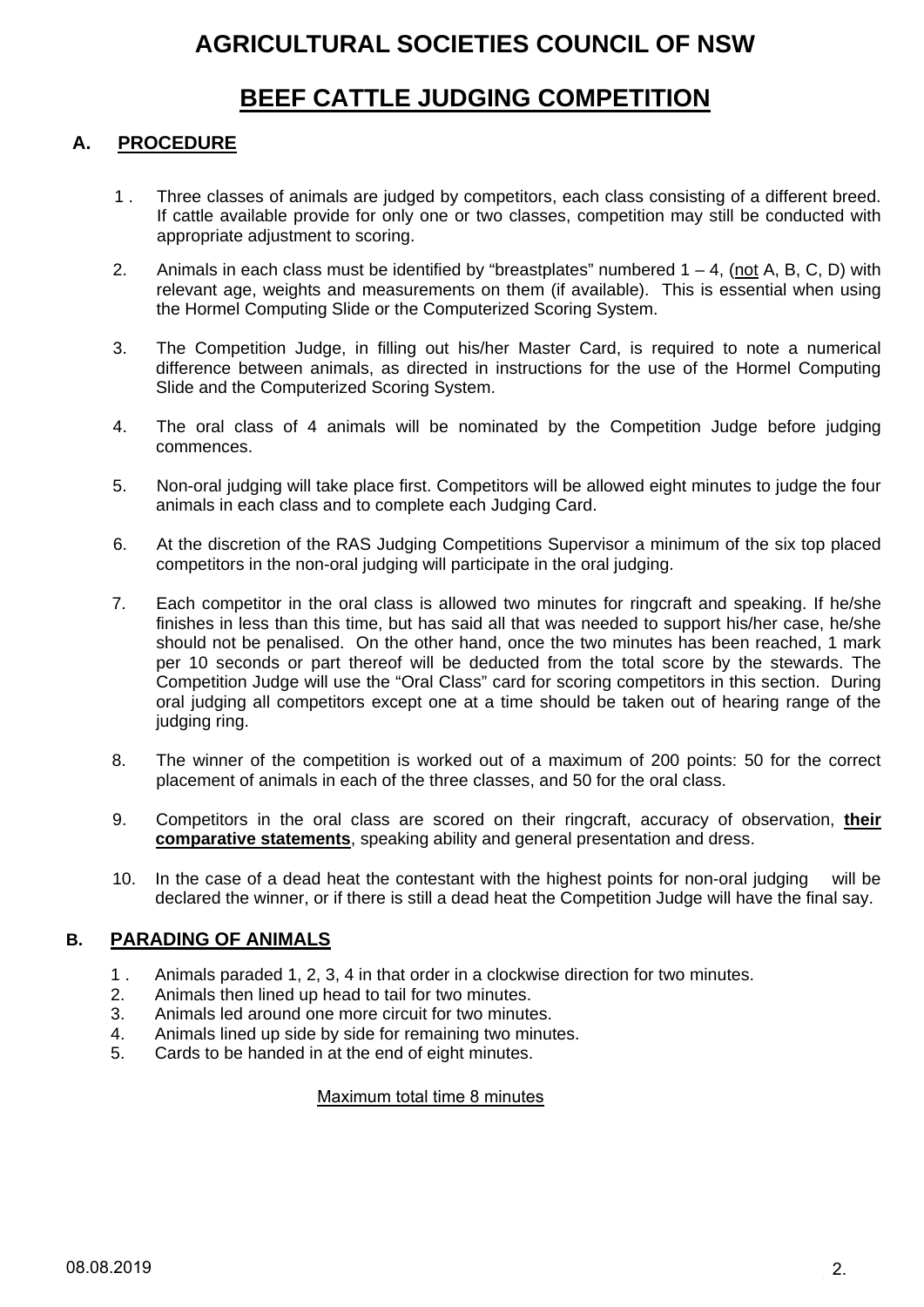# AGRICULTURAL SOCIETIES COUNCIL OF NSW

# BEEF CATTLE JUDGING COMPETITION

## A. PROCEDURE

1. Three classes of animals are judged by competitors, each class consisting of a different breed. If cattle available provide for only one or two classes, competition may still be conducted with appropriate adjustment to scoring.

2. Animals in each class must be identified by "breastplates" numbered 1 – 4, (<u>not</u> A, B, C, D) with relevant age, weights and measurements on them (if available). This is essential when using the Hormel Computing Slide or the Computerized Scoring System.

3. The Competition Judge, in filling out his/her Master Card, is required to note a numerical difference between animals, as directed in instructions for the use of the Hormel Computing Slide and the Computerized Scoring System.

4. The oral class of 4 animals will be nominated by the Competition Judge before judging commences.

5. Non-oral judging will take place first. Competitors will be allowed eight minutes to judge the four animals in each class and to complete each Judging Card.

6. At the discretion of the RAS Judging Competitions Supervisor a minimum of the six top placed competitors in the non-oral judging will participate in the oral judging.

7. Each competitor in the oral class is allowed two minutes for ringcraft and speaking. If he/she finishes in less than this time, but has said all that was needed to support his/her case, he/she should not be penalised. On the other hand, once the two minutes has been reached, 1 mark per 10 seconds or part thereof will be deducted from the total score by the stewards. The Competition Judge will use the "Oral Class" card for scoring competitors in this section. During oral judging all competitors except one at a time should be taken out of hearing range of the judging ring.

8. The winner of the competition is worked out of a maximum of 200 points: 50 for the correct placement of animals in each of the three classes, and 50 for the oral class.

9. Competitors in the oral class are scored on their ringcraft, accuracy of observation, <u>**their comparative statements**</u>, speaking ability and general presentation and dress.

10. In the case of a dead heat the contestant with the highest points for non-oral judging will be declared the winner, or if there is still a dead heat the Competition Judge will have the final say.

## B. PARADING OF ANIMALS

1. Animals paraded 1, 2, 3, 4 in that order in a clockwise direction for two minutes.
2. Animals then lined up head to tail for two minutes.
3. Animals led around one more circuit for two minutes.
4. Animals lined up side by side for remaining two minutes.
5. Cards to be handed in at the end of eight minutes.

<u>Maximum total time 8 minutes</u>

08.08.2019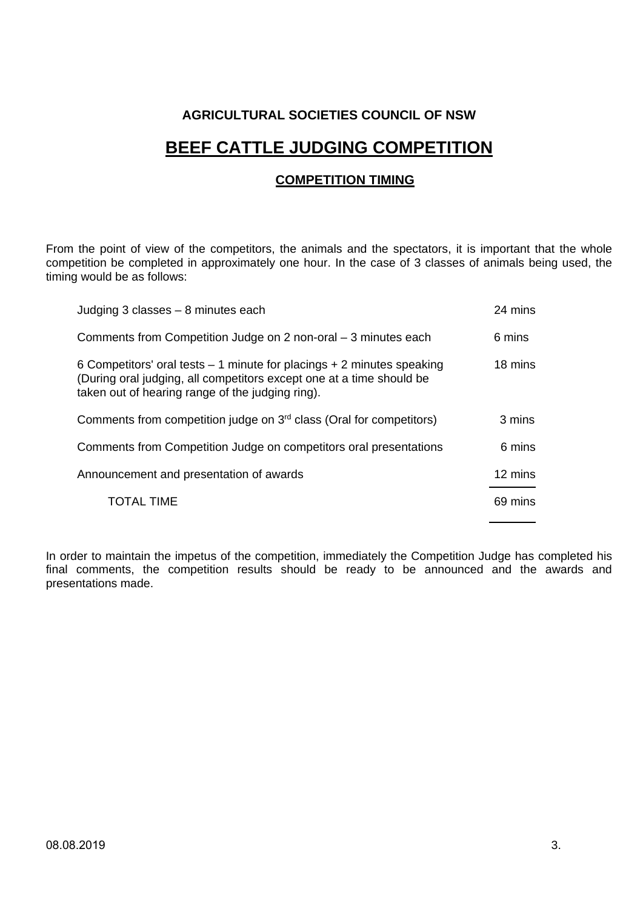**AGRICULTURAL SOCIETIES COUNCIL OF NSW**

# BEEF CATTLE JUDGING COMPETITION

## COMPETITION TIMING

From the point of view of the competitors, the animals and the spectators, it is important that the whole competition be completed in approximately one hour. In the case of 3 classes of animals being used, the timing would be as follows:

| | |
|---|---|
| Judging 3 classes – 8 minutes each | 24 mins |
| Comments from Competition Judge on 2 non-oral – 3 minutes each | 6 mins |
| 6 Competitors' oral tests – 1 minute for placings + 2 minutes speaking (During oral judging, all competitors except one at a time should be taken out of hearing range of the judging ring). | 18 mins |
| Comments from competition judge on 3rd class (Oral for competitors) | 3 mins |
| Comments from Competition Judge on competitors oral presentations | 6 mins |
| Announcement and presentation of awards | 12 mins |
| TOTAL TIME | 69 mins |

In order to maintain the impetus of the competition, immediately the Competition Judge has completed his final comments, the competition results should be ready to be announced and the awards and presentations made.

08.08.2019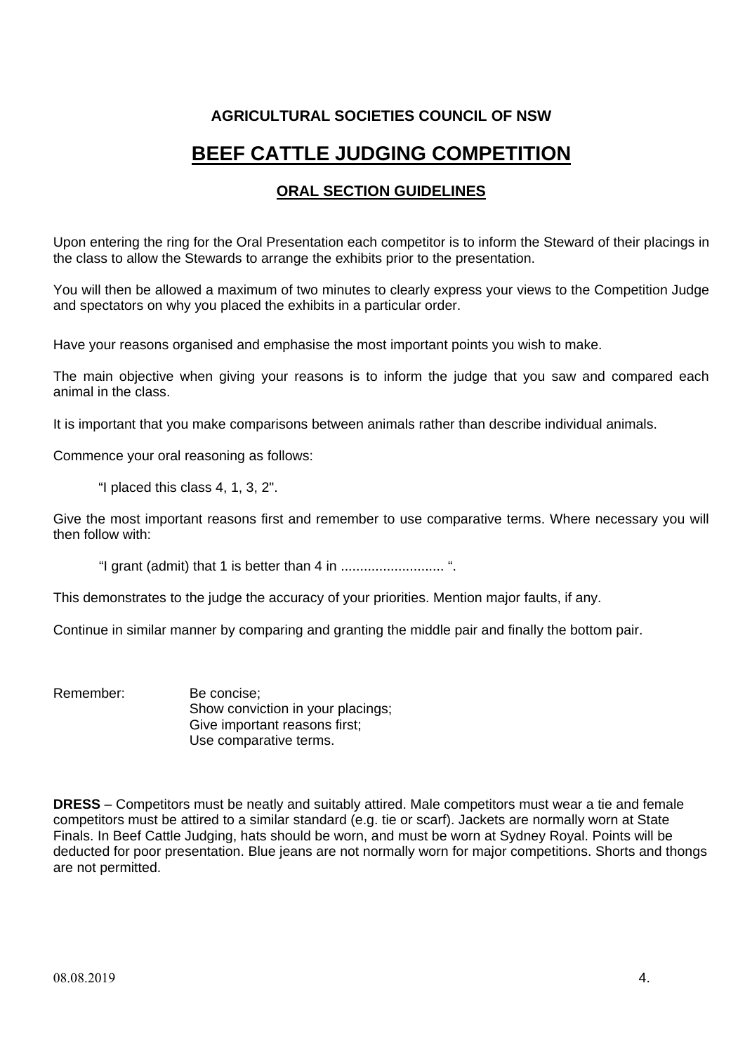**AGRICULTURAL SOCIETIES COUNCIL OF NSW**

# BEEF CATTLE JUDGING COMPETITION

## ORAL SECTION GUIDELINES

Upon entering the ring for the Oral Presentation each competitor is to inform the Steward of their placings in the class to allow the Stewards to arrange the exhibits prior to the presentation.

You will then be allowed a maximum of two minutes to clearly express your views to the Competition Judge and spectators on why you placed the exhibits in a particular order.

Have your reasons organised and emphasise the most important points you wish to make.

The main objective when giving your reasons is to inform the judge that you saw and compared each animal in the class.

It is important that you make comparisons between animals rather than describe individual animals.

Commence your oral reasoning as follows:

> "I placed this class 4, 1, 3, 2".

Give the most important reasons first and remember to use comparative terms. Where necessary you will then follow with:

> "I grant (admit) that 1 is better than 4 in .......................... ".

This demonstrates to the judge the accuracy of your priorities. Mention major faults, if any.

Continue in similar manner by comparing and granting the middle pair and finally the bottom pair.

Remember:
- Be concise;
- Show conviction in your placings;
- Give important reasons first;
- Use comparative terms.

**DRESS** – Competitors must be neatly and suitably attired. Male competitors must wear a tie and female competitors must be attired to a similar standard (e.g. tie or scarf). Jackets are normally worn at State Finals. In Beef Cattle Judging, hats should be worn, and must be worn at Sydney Royal. Points will be deducted for poor presentation. Blue jeans are not normally worn for major competitions. Shorts and thongs are not permitted.

08.08.2019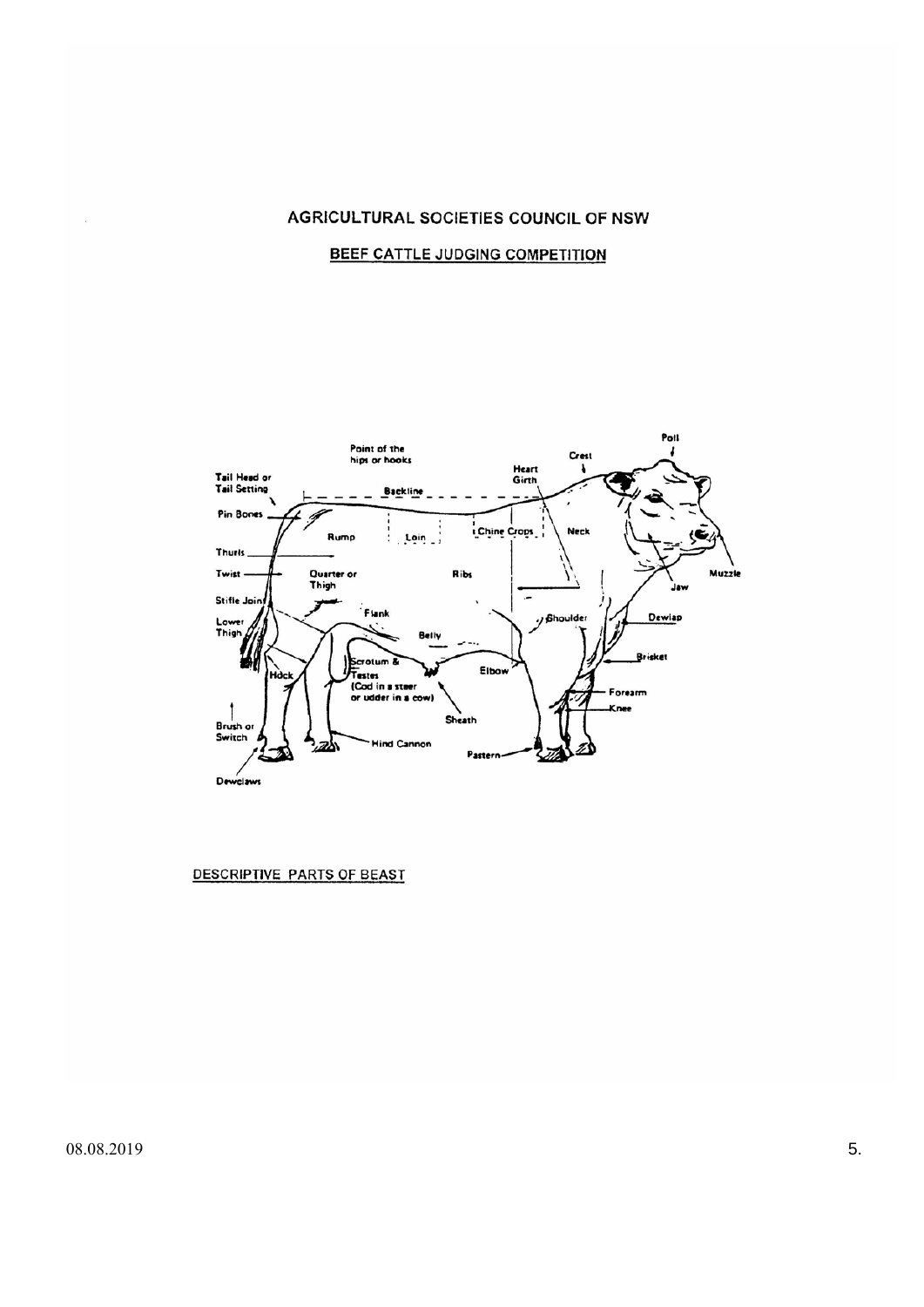# AGRICULTURAL SOCIETIES COUNCIL OF NSW

## BEEF CATTLE JUDGING COMPETITION

DESCRIPTIVE PARTS OF BEAST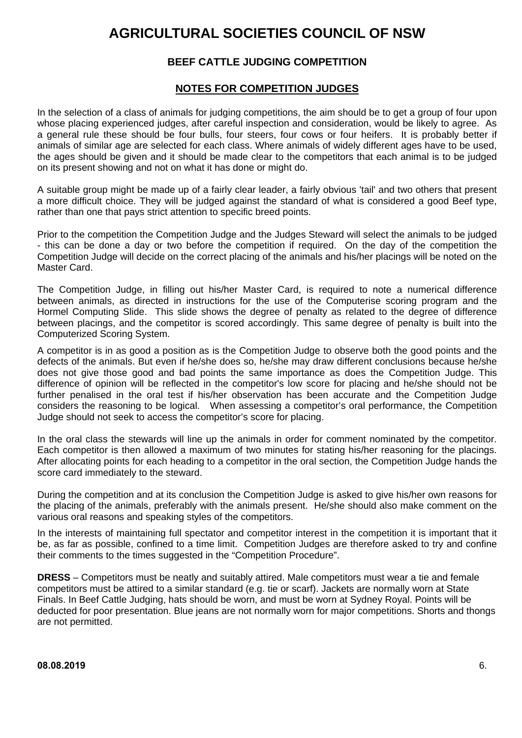# AGRICULTURAL SOCIETIES COUNCIL OF NSW

## BEEF CATTLE JUDGING COMPETITION

### NOTES FOR COMPETITION JUDGES

In the selection of a class of animals for judging competitions, the aim should be to get a group of four upon whose placing experienced judges, after careful inspection and consideration, would be likely to agree. As a general rule these should be four bulls, four steers, four cows or four heifers. It is probably better if animals of similar age are selected for each class. Where animals of widely different ages have to be used, the ages should be given and it should be made clear to the competitors that each animal is to be judged on its present showing and not on what it has done or might do.

A suitable group might be made up of a fairly clear leader, a fairly obvious 'tail' and two others that present a more difficult choice. They will be judged against the standard of what is considered a good Beef type, rather than one that pays strict attention to specific breed points.

Prior to the competition the Competition Judge and the Judges Steward will select the animals to be judged - this can be done a day or two before the competition if required. On the day of the competition the Competition Judge will decide on the correct placing of the animals and his/her placings will be noted on the Master Card.

The Competition Judge, in filling out his/her Master Card, is required to note a numerical difference between animals, as directed in instructions for the use of the Computerise scoring program and the Hormel Computing Slide. This slide shows the degree of penalty as related to the degree of difference between placings, and the competitor is scored accordingly. This same degree of penalty is built into the Computerized Scoring System.

A competitor is in as good a position as is the Competition Judge to observe both the good points and the defects of the animals. But even if he/she does so, he/she may draw different conclusions because he/she does not give those good and bad points the same importance as does the Competition Judge. This difference of opinion will be reflected in the competitor's low score for placing and he/she should not be further penalised in the oral test if his/her observation has been accurate and the Competition Judge considers the reasoning to be logical. When assessing a competitor's oral performance, the Competition Judge should not seek to access the competitor's score for placing.

In the oral class the stewards will line up the animals in order for comment nominated by the competitor. Each competitor is then allowed a maximum of two minutes for stating his/her reasoning for the placings. After allocating points for each heading to a competitor in the oral section, the Competition Judge hands the score card immediately to the steward.

During the competition and at its conclusion the Competition Judge is asked to give his/her own reasons for the placing of the animals, preferably with the animals present. He/she should also make comment on the various oral reasons and speaking styles of the competitors.

In the interests of maintaining full spectator and competitor interest in the competition it is important that it be, as far as possible, confined to a time limit. Competition Judges are therefore asked to try and confine their comments to the times suggested in the "Competition Procedure".

**DRESS** – Competitors must be neatly and suitably attired. Male competitors must wear a tie and female competitors must be attired to a similar standard (e.g. tie or scarf). Jackets are normally worn at State Finals. In Beef Cattle Judging, hats should be worn, and must be worn at Sydney Royal. Points will be deducted for poor presentation. Blue jeans are not normally worn for major competitions. Shorts and thongs are not permitted.

**08.08.2019**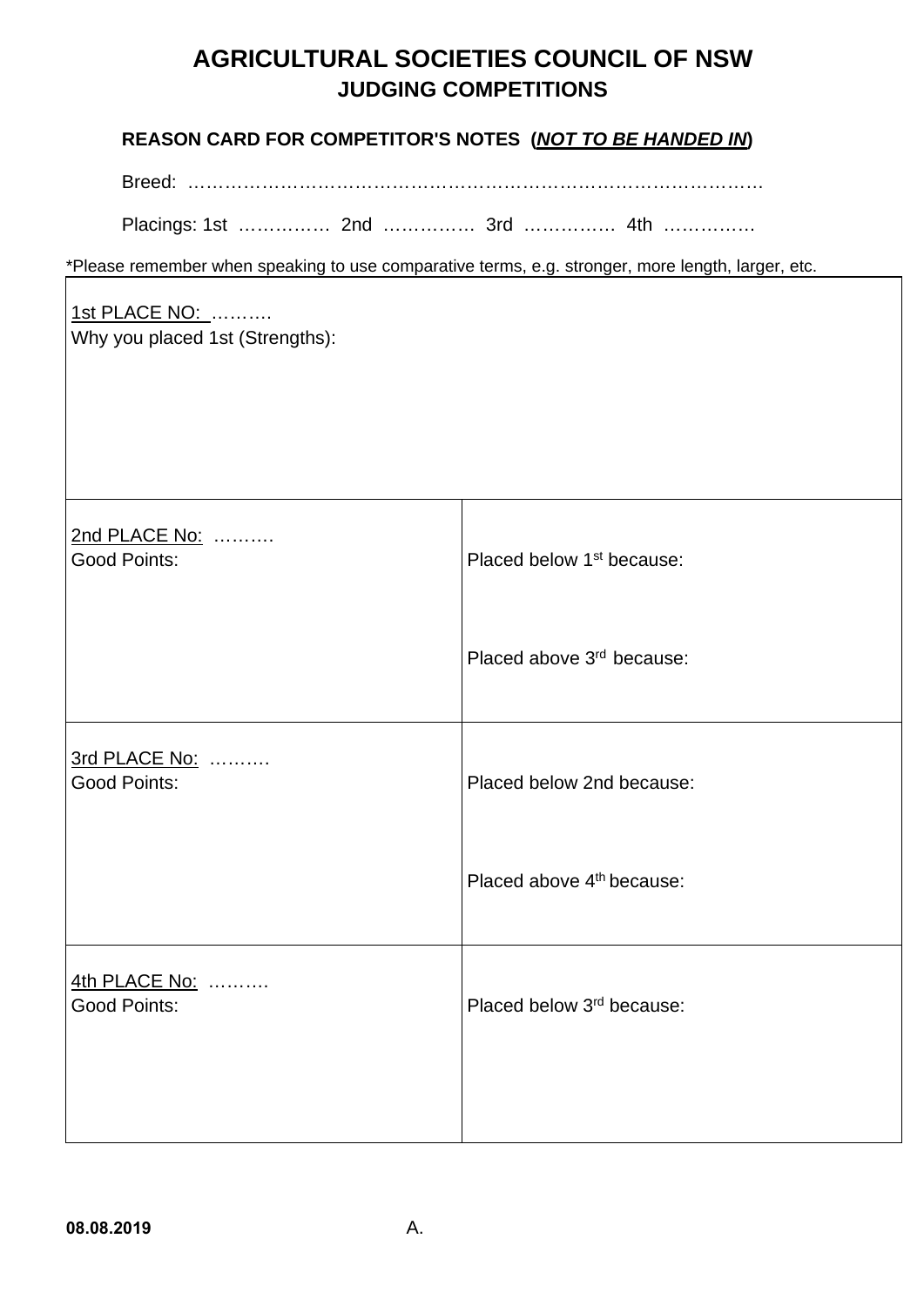# AGRICULTURAL SOCIETIES COUNCIL OF NSW

## JUDGING COMPETITIONS

**REASON CARD FOR COMPETITOR'S NOTES (*NOT TO BE HANDED IN*)**

Breed: ………………………………………………………………………………

Placings: 1st …………… 2nd …………… 3rd …………… 4th ……………

*Please remember when speaking to use comparative terms, e.g. stronger, more length, larger, etc.

| 1st PLACE NO: ………. Why you placed 1st (Strengths): | |
|---|---|
| 2nd PLACE No: ………. Good Points: | Placed below 1st because: Placed above 3rd because: |
| 3rd PLACE No: ………. Good Points: | Placed below 2nd because: Placed above 4th because: |
| 4th PLACE No: ………. Good Points: | Placed below 3rd because: |

**08.08.2019** A.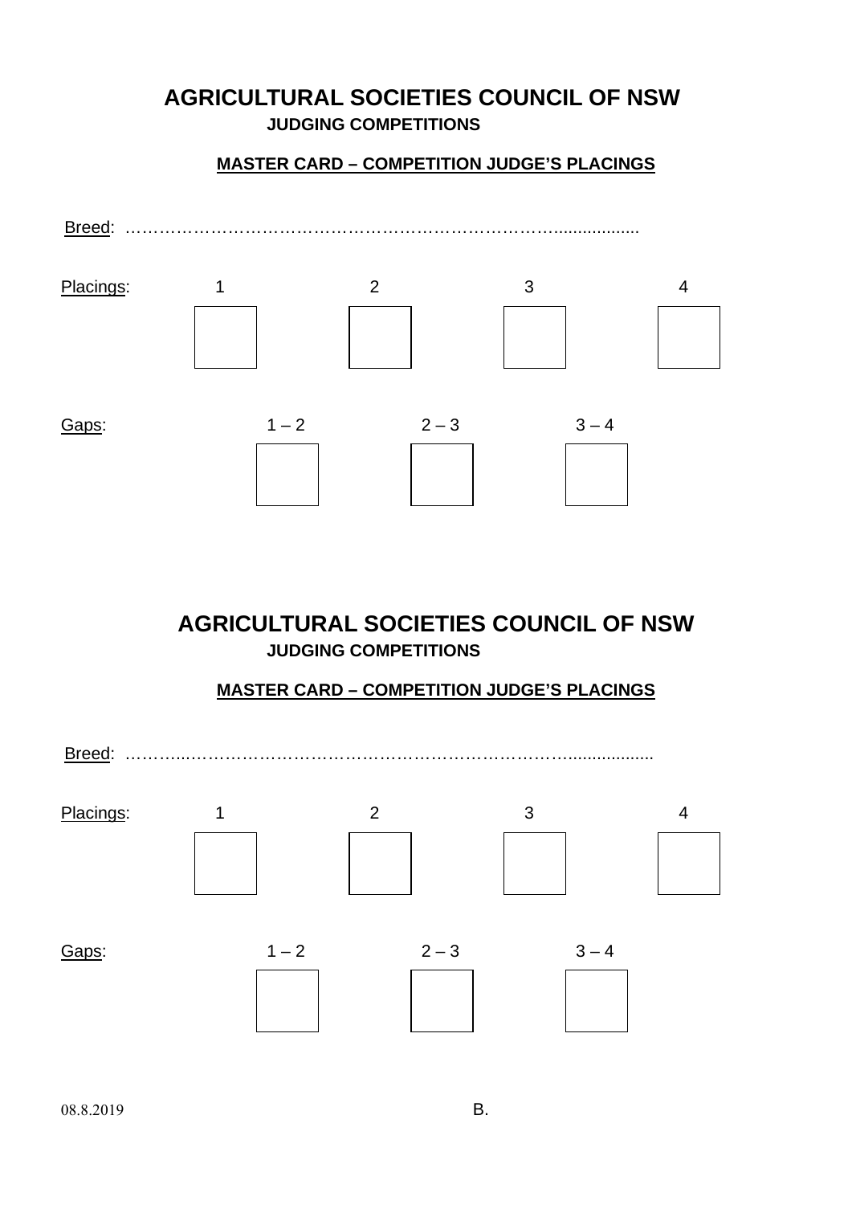# AGRICULTURAL SOCIETIES COUNCIL OF NSW

**JUDGING COMPETITIONS**

**MASTER CARD – COMPETITION JUDGE'S PLACINGS**

Breed: ……………………………………………………………………..................

| Placings: | 1 | 2 | 3 | 4 |
|---|---|---|---|---|
| | | | | |

| Gaps: | 1 – 2 | 2 – 3 | 3 – 4 |
|---|---|---|---|
| | | | |

# AGRICULTURAL SOCIETIES COUNCIL OF NSW

**JUDGING COMPETITIONS**

**MASTER CARD – COMPETITION JUDGE'S PLACINGS**

Breed: ………...…………………………………………………………….................

| Placings: | 1 | 2 | 3 | 4 |
|---|---|---|---|---|
| | | | | |

| Gaps: | 1 – 2 | 2 – 3 | 3 – 4 |
|---|---|---|---|
| | | | |

08.8.2019

B.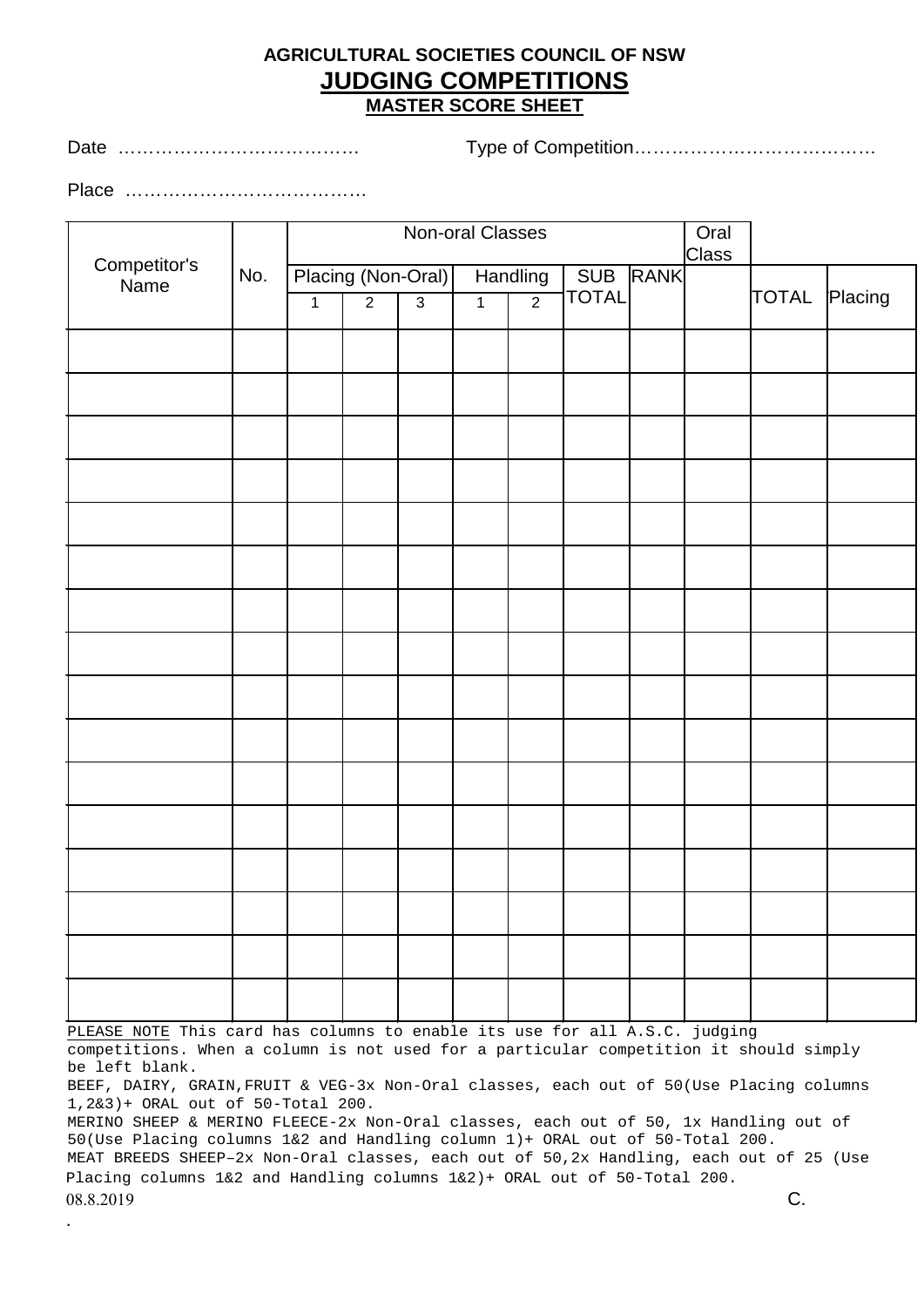**AGRICULTURAL SOCIETIES COUNCIL OF NSW**

# JUDGING COMPETITIONS

## MASTER SCORE SHEET

Date …………………………………  Type of Competition…………………………………

Place …………………………………

| Competitor's Name | No. | Non-oral Classes | | | | | | | Oral Class | TOTAL | Placing |
|---|---|---|---|---|---|---|---|---|---|---|---|
| | | Placing (Non-Oral) | | | Handling | | SUB TOTAL | RANK | | | |
| | | 1 | 2 | 3 | 1 | 2 | | | | | |
| | | | | | | | | | | | |
| | | | | | | | | | | | |
| | | | | | | | | | | | |
| | | | | | | | | | | | |
| | | | | | | | | | | | |
| | | | | | | | | | | | |
| | | | | | | | | | | | |
| | | | | | | | | | | | |
| | | | | | | | | | | | |
| | | | | | | | | | | | |
| | | | | | | | | | | | |
| | | | | | | | | | | | |
| | | | | | | | | | | | |
| | | | | | | | | | | | |
| | | | | | | | | | | | |
| | | | | | | | | | | | |

PLEASE NOTE This card has columns to enable its use for all A.S.C. judging competitions. When a column is not used for a particular competition it should simply be left blank.

BEEF, DAIRY, GRAIN,FRUIT & VEG-3x Non-Oral classes, each out of 50(Use Placing columns 1,2&3)+ ORAL out of 50-Total 200.

MERINO SHEEP & MERINO FLEECE-2x Non-Oral classes, each out of 50, 1x Handling out of 50(Use Placing columns 1&2 and Handling column 1)+ ORAL out of 50-Total 200.

MEAT BREEDS SHEEP–2x Non-Oral classes, each out of 50,2x Handling, each out of 25 (Use Placing columns 1&2 and Handling columns 1&2)+ ORAL out of 50-Total 200.

08.8.2019 C.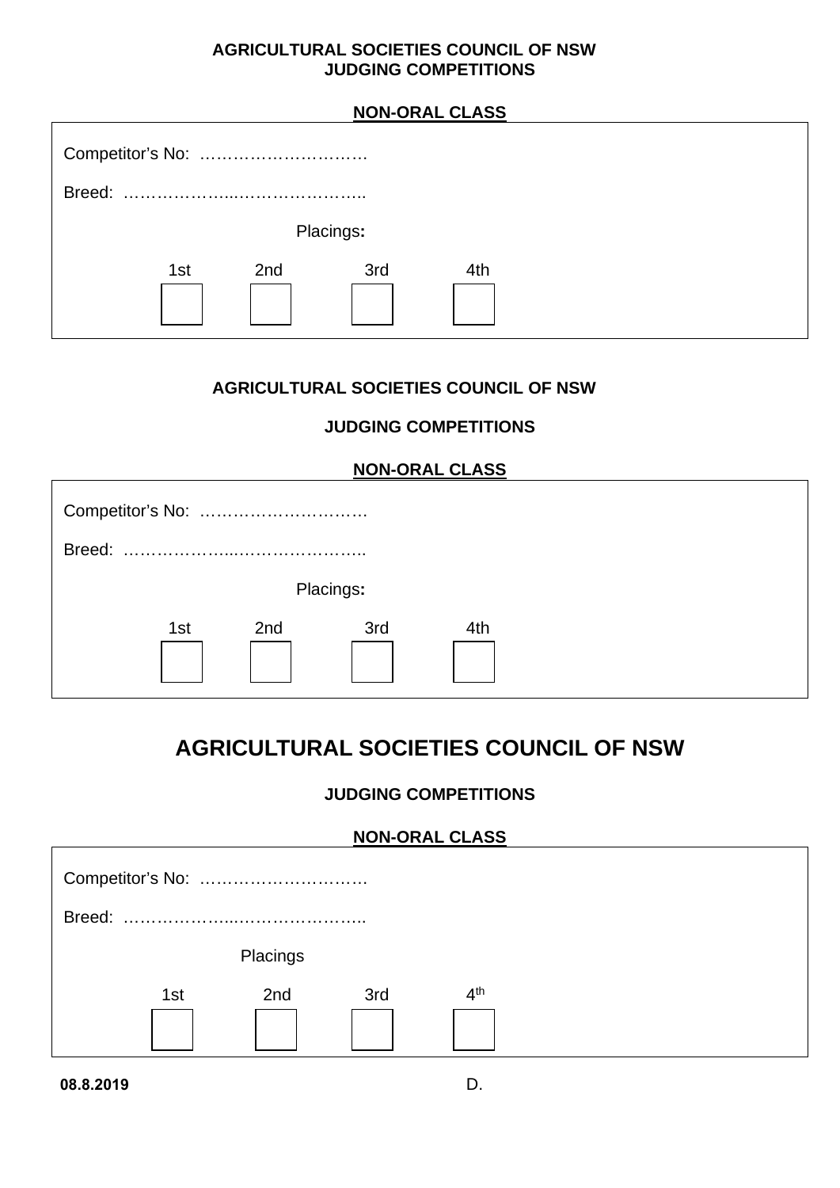**AGRICULTURAL SOCIETIES COUNCIL OF NSW**
**JUDGING COMPETITIONS**

**NON-ORAL CLASS**

Competitor's No: …………………………

Breed: …………………..…………………..

Placings**:**

| 1st | 2nd | 3rd | 4th |
|---|---|---|---|
| | | | |

**AGRICULTURAL SOCIETIES COUNCIL OF NSW**

**JUDGING COMPETITIONS**

**NON-ORAL CLASS**

Competitor's No: …………………………

Breed: …………………..…………………..

Placings**:**

| 1st | 2nd | 3rd | 4th |
|---|---|---|---|
| | | | |

# AGRICULTURAL SOCIETIES COUNCIL OF NSW

**JUDGING COMPETITIONS**

**NON-ORAL CLASS**

Competitor's No: …………………………

Breed: …………………..…………………..

Placings

| 1st | 2nd | 3rd | 4th |
|---|---|---|---|
| | | | |

**08.8.2019** D.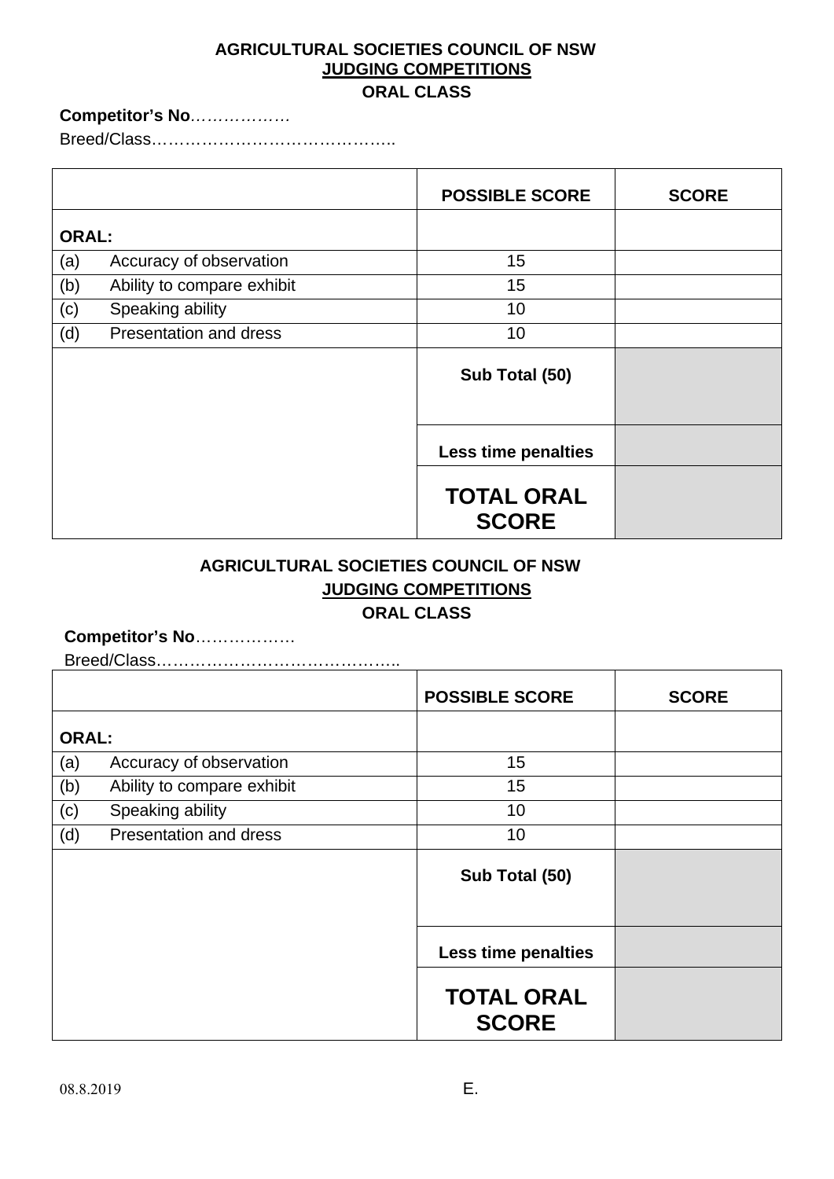**AGRICULTURAL SOCIETIES COUNCIL OF NSW**
**JUDGING COMPETITIONS**
**ORAL CLASS**

**Competitor's No**………………

Breed/Class……………………………………..

| | POSSIBLE SCORE | SCORE |
|---|---|---|
| **ORAL:** | | |
| (a) Accuracy of observation | 15 | |
| (b) Ability to compare exhibit | 15 | |
| (c) Speaking ability | 10 | |
| (d) Presentation and dress | 10 | |
| | **Sub Total (50)** | |
| | **Less time penalties** | |
| | **TOTAL ORAL SCORE** | |

**AGRICULTURAL SOCIETIES COUNCIL OF NSW**
**JUDGING COMPETITIONS**
**ORAL CLASS**

**Competitor's No**………………

Breed/Class……………………………………..

| | POSSIBLE SCORE | SCORE |
|---|---|---|
| **ORAL:** | | |
| (a) Accuracy of observation | 15 | |
| (b) Ability to compare exhibit | 15 | |
| (c) Speaking ability | 10 | |
| (d) Presentation and dress | 10 | |
| | **Sub Total (50)** | |
| | **Less time penalties** | |
| | **TOTAL ORAL SCORE** | |

08.8.2019 E.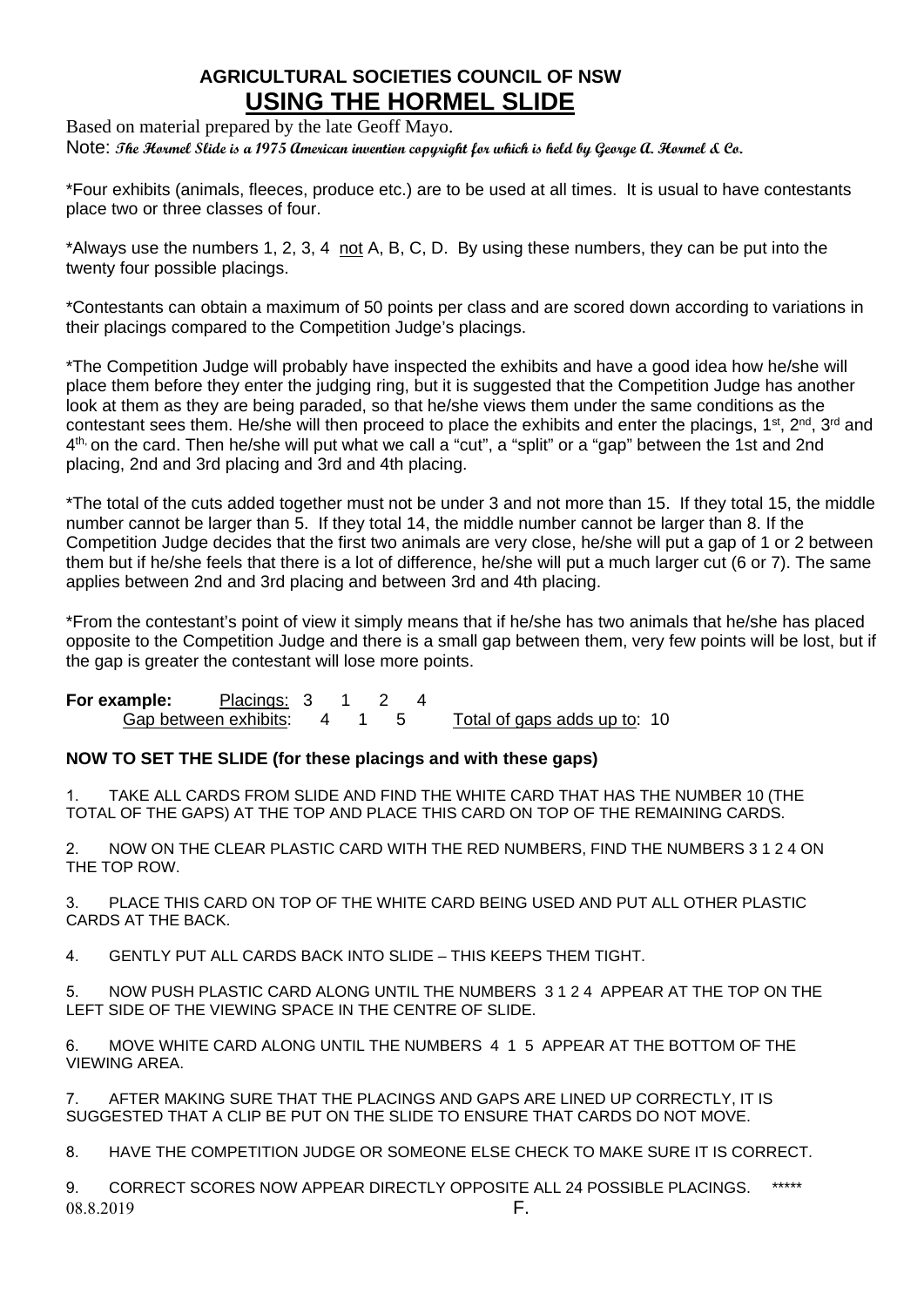**AGRICULTURAL SOCIETIES COUNCIL OF NSW**

# USING THE HORMEL SLIDE

Based on material prepared by the late Geoff Mayo.

Note: *The Hormel Slide is a 1975 American invention copyright for which is held by George A. Hormel & Co.*

*Four exhibits (animals, fleeces, produce etc.) are to be used at all times. It is usual to have contestants place two or three classes of four.

*Always use the numbers 1, 2, 3, 4 not A, B, C, D. By using these numbers, they can be put into the twenty four possible placings.

*Contestants can obtain a maximum of 50 points per class and are scored down according to variations in their placings compared to the Competition Judge's placings.

*The Competition Judge will probably have inspected the exhibits and have a good idea how he/she will place them before they enter the judging ring, but it is suggested that the Competition Judge has another look at them as they are being paraded, so that he/she views them under the same conditions as the contestant sees them. He/she will then proceed to place the exhibits and enter the placings, 1st, 2nd, 3rd and 4th, on the card. Then he/she will put what we call a "cut", a "split" or a "gap" between the 1st and 2nd placing, 2nd and 3rd placing and 3rd and 4th placing.

*The total of the cuts added together must not be under 3 and not more than 15. If they total 15, the middle number cannot be larger than 5. If they total 14, the middle number cannot be larger than 8. If the Competition Judge decides that the first two animals are very close, he/she will put a gap of 1 or 2 between them but if he/she feels that there is a lot of difference, he/she will put a much larger cut (6 or 7). The same applies between 2nd and 3rd placing and between 3rd and 4th placing.

*From the contestant's point of view it simply means that if he/she has two animals that he/she has placed opposite to the Competition Judge and there is a small gap between them, very few points will be lost, but if the gap is greater the contestant will lose more points.

**For example:** Placings: 3 1 2 4
Gap between exhibits: 4 1 5 Total of gaps adds up to: 10

**NOW TO SET THE SLIDE (for these placings and with these gaps)**

1. TAKE ALL CARDS FROM SLIDE AND FIND THE WHITE CARD THAT HAS THE NUMBER 10 (THE TOTAL OF THE GAPS) AT THE TOP AND PLACE THIS CARD ON TOP OF THE REMAINING CARDS.

2. NOW ON THE CLEAR PLASTIC CARD WITH THE RED NUMBERS, FIND THE NUMBERS 3 1 2 4 ON THE TOP ROW.

3. PLACE THIS CARD ON TOP OF THE WHITE CARD BEING USED AND PUT ALL OTHER PLASTIC CARDS AT THE BACK.

4. GENTLY PUT ALL CARDS BACK INTO SLIDE – THIS KEEPS THEM TIGHT.

5. NOW PUSH PLASTIC CARD ALONG UNTIL THE NUMBERS 3 1 2 4 APPEAR AT THE TOP ON THE LEFT SIDE OF THE VIEWING SPACE IN THE CENTRE OF SLIDE.

6. MOVE WHITE CARD ALONG UNTIL THE NUMBERS 4 1 5 APPEAR AT THE BOTTOM OF THE VIEWING AREA.

7. AFTER MAKING SURE THAT THE PLACINGS AND GAPS ARE LINED UP CORRECTLY, IT IS SUGGESTED THAT A CLIP BE PUT ON THE SLIDE TO ENSURE THAT CARDS DO NOT MOVE.

8. HAVE THE COMPETITION JUDGE OR SOMEONE ELSE CHECK TO MAKE SURE IT IS CORRECT.

9. CORRECT SCORES NOW APPEAR DIRECTLY OPPOSITE ALL 24 POSSIBLE PLACINGS. *****

08.8.2019 F.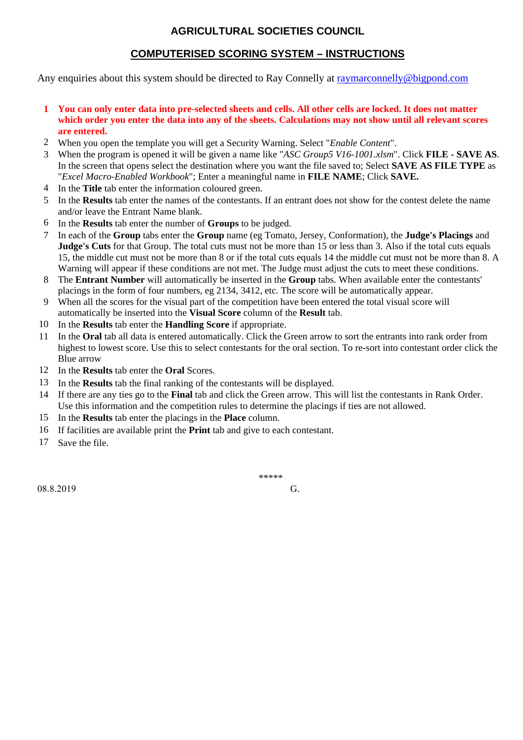## AGRICULTURAL SOCIETIES COUNCIL

## COMPUTERISED SCORING SYSTEM – INSTRUCTIONS

Any enquiries about this system should be directed to Ray Connelly at raymarconnelly@bigpond.com

1. **You can only enter data into pre-selected sheets and cells. All other cells are locked. It does not matter which order you enter the data into any of the sheets. Calculations may not show until all relevant scores are entered.**
2. When you open the template you will get a Security Warning. Select "*Enable Content*".
3. When the program is opened it will be given a name like "*ASC Group5 V16-1001.xlsm*". Click **FILE - SAVE AS**. In the screen that opens select the destination where you want the file saved to; Select **SAVE AS FILE TYPE** as "*Excel Macro-Enabled Workbook*"; Enter a meaningful name in **FILE NAME**; Click **SAVE.**
4. In the **Title** tab enter the information coloured green.
5. In the **Results** tab enter the names of the contestants. If an entrant does not show for the contest delete the name and/or leave the Entrant Name blank.
6. In the **Results** tab enter the number of **Groups** to be judged.
7. In each of the **Group** tabs enter the **Group** name (eg Tomato, Jersey, Conformation), the **Judge's Placings** and **Judge's Cuts** for that Group. The total cuts must not be more than 15 or less than 3. Also if the total cuts equals 15, the middle cut must not be more than 8 or if the total cuts equals 14 the middle cut must not be more than 8. A Warning will appear if these conditions are not met. The Judge must adjust the cuts to meet these conditions.
8. The **Entrant Number** will automatically be inserted in the **Group** tabs. When available enter the contestants' placings in the form of four numbers, eg 2134, 3412, etc. The score will be automatically appear.
9. When all the scores for the visual part of the competition have been entered the total visual score will automatically be inserted into the **Visual Score** column of the **Result** tab.
10. In the **Results** tab enter the **Handling Score** if appropriate.
11. In the **Oral** tab all data is entered automatically. Click the Green arrow to sort the entrants into rank order from highest to lowest score. Use this to select contestants for the oral section. To re-sort into contestant order click the Blue arrow
12. In the **Results** tab enter the **Oral** Scores.
13. In the **Results** tab the final ranking of the contestants will be displayed.
14. If there are any ties go to the **Final** tab and click the Green arrow. This will list the contestants in Rank Order. Use this information and the competition rules to determine the placings if ties are not allowed.
15. In the **Results** tab enter the placings in the **Place** column.
16. If facilities are available print the **Print** tab and give to each contestant.
17. Save the file.

*****

08.8.2019 G.